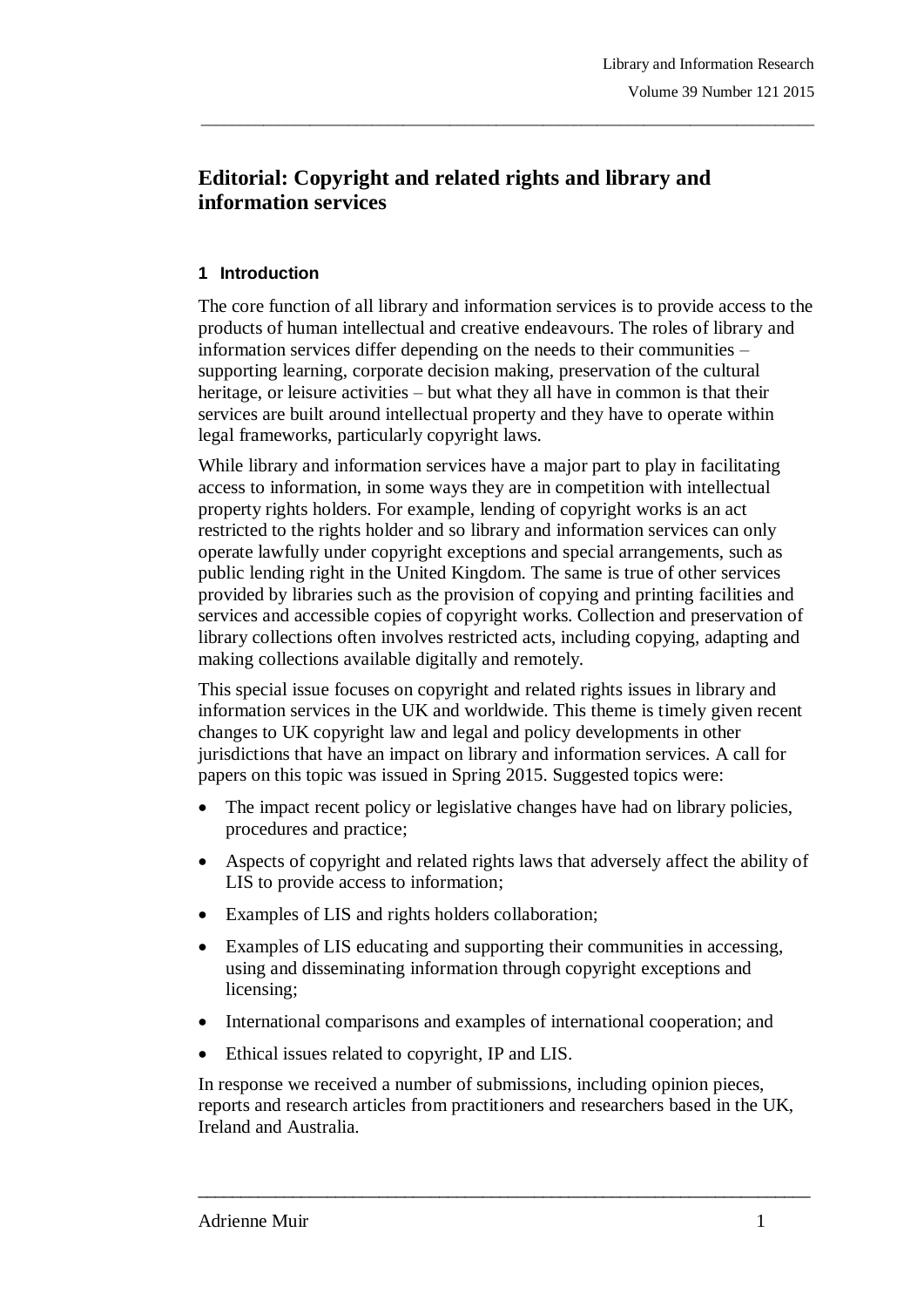# Editorial: Copyright and related rights and library and information services

## 1 Introduction

The core function of all library and information services is to provide access to the products of human intellectual and creative endeavours. The roles of library and information services differ depending on the needs to their communities – supporting learning, corporate decision making, preservation of the cultural heritage, or leisure activities – but what they all have in common is that their services are built around intellectual property and they have to operate within legal frameworks, particularly copyright laws.

While library and information services have a major part to play in facilitating access to information, in some ways they are in competition with intellectual property rights holders. For example, lending of copyright works is an act restricted to the rights holder and so library and information services can only operate lawfully under copyright exceptions and special arrangements, such as public lending right in the United Kingdom. The same is true of other services provided by libraries such as the provision of copying and printing facilities and services and accessible copies of copyright works. Collection and preservation of library collections often involves restricted acts, including copying, adapting and making collections available digitally and remotely.

This special issue focuses on copyright and related rights issues in library and information services in the UK and worldwide. This theme is timely given recent changes to UK copyright law and legal and policy developments in other jurisdictions that have an impact on library and information services. A call for papers on this topic was issued in Spring 2015. Suggested topics were:

- The impact recent policy or legislative changes have had on library policies, procedures and practice;
- Aspects of copyright and related rights laws that adversely affect the ability of LIS to provide access to information;
- Examples of LIS and rights holders collaboration;
- Examples of LIS educating and supporting their communities in accessing, using and disseminating information through copyright exceptions and licensing;
- International comparisons and examples of international cooperation; and
- Ethical issues related to copyright, IP and LIS.

In response we received a number of submissions, including opinion pieces, reports and research articles from practitioners and researchers based in the UK, Ireland and Australia.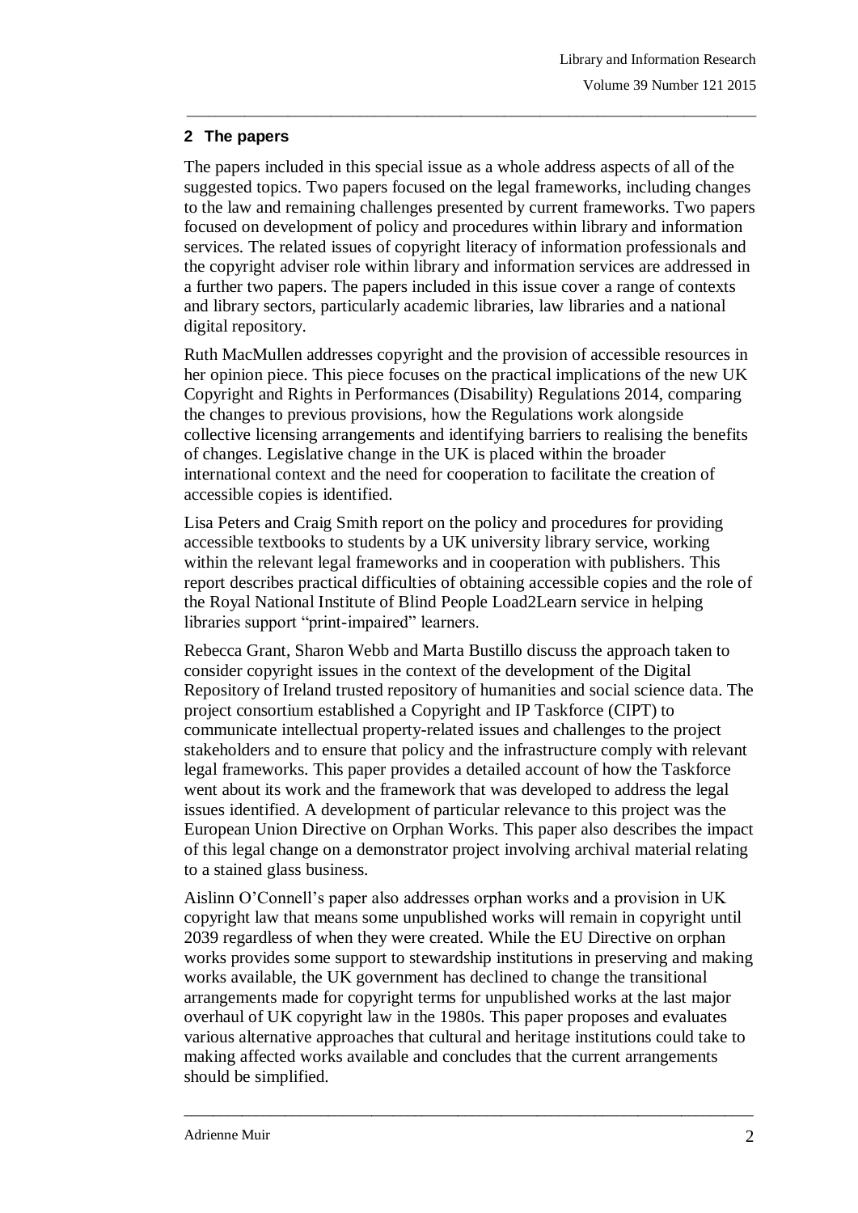## 2 The papers

The papers included in this special issue as a whole address aspects of all of the suggested topics. Two papers focused on the legal frameworks, including changes to the law and remaining challenges presented by current frameworks. Two papers focused on development of policy and procedures within library and information services. The related issues of copyright literacy of information professionals and the copyright adviser role within library and information services are addressed in a further two papers. The papers included in this issue cover a range of contexts and library sectors, particularly academic libraries, law libraries and a national digital repository.

Ruth MacMullen addresses copyright and the provision of accessible resources in her opinion piece. This piece focuses on the practical implications of the new UK Copyright and Rights in Performances (Disability) Regulations 2014, comparing the changes to previous provisions, how the Regulations work alongside collective licensing arrangements and identifying barriers to realising the benefits of changes. Legislative change in the UK is placed within the broader international context and the need for cooperation to facilitate the creation of accessible copies is identified.

Lisa Peters and Craig Smith report on the policy and procedures for providing accessible textbooks to students by a UK university library service, working within the relevant legal frameworks and in cooperation with publishers. This report describes practical difficulties of obtaining accessible copies and the role of the Royal National Institute of Blind People Load2Learn service in helping libraries support "print-impaired" learners.

Rebecca Grant, Sharon Webb and Marta Bustillo discuss the approach taken to consider copyright issues in the context of the development of the Digital Repository of Ireland trusted repository of humanities and social science data. The project consortium established a Copyright and IP Taskforce (CIPT) to communicate intellectual property-related issues and challenges to the project stakeholders and to ensure that policy and the infrastructure comply with relevant legal frameworks. This paper provides a detailed account of how the Taskforce went about its work and the framework that was developed to address the legal issues identified. A development of particular relevance to this project was the European Union Directive on Orphan Works. This paper also describes the impact of this legal change on a demonstrator project involving archival material relating to a stained glass business.

Aislinn O'Connell's paper also addresses orphan works and a provision in UK copyright law that means some unpublished works will remain in copyright until 2039 regardless of when they were created. While the EU Directive on orphan works provides some support to stewardship institutions in preserving and making works available, the UK government has declined to change the transitional arrangements made for copyright terms for unpublished works at the last major overhaul of UK copyright law in the 1980s. This paper proposes and evaluates various alternative approaches that cultural and heritage institutions could take to making affected works available and concludes that the current arrangements should be simplified.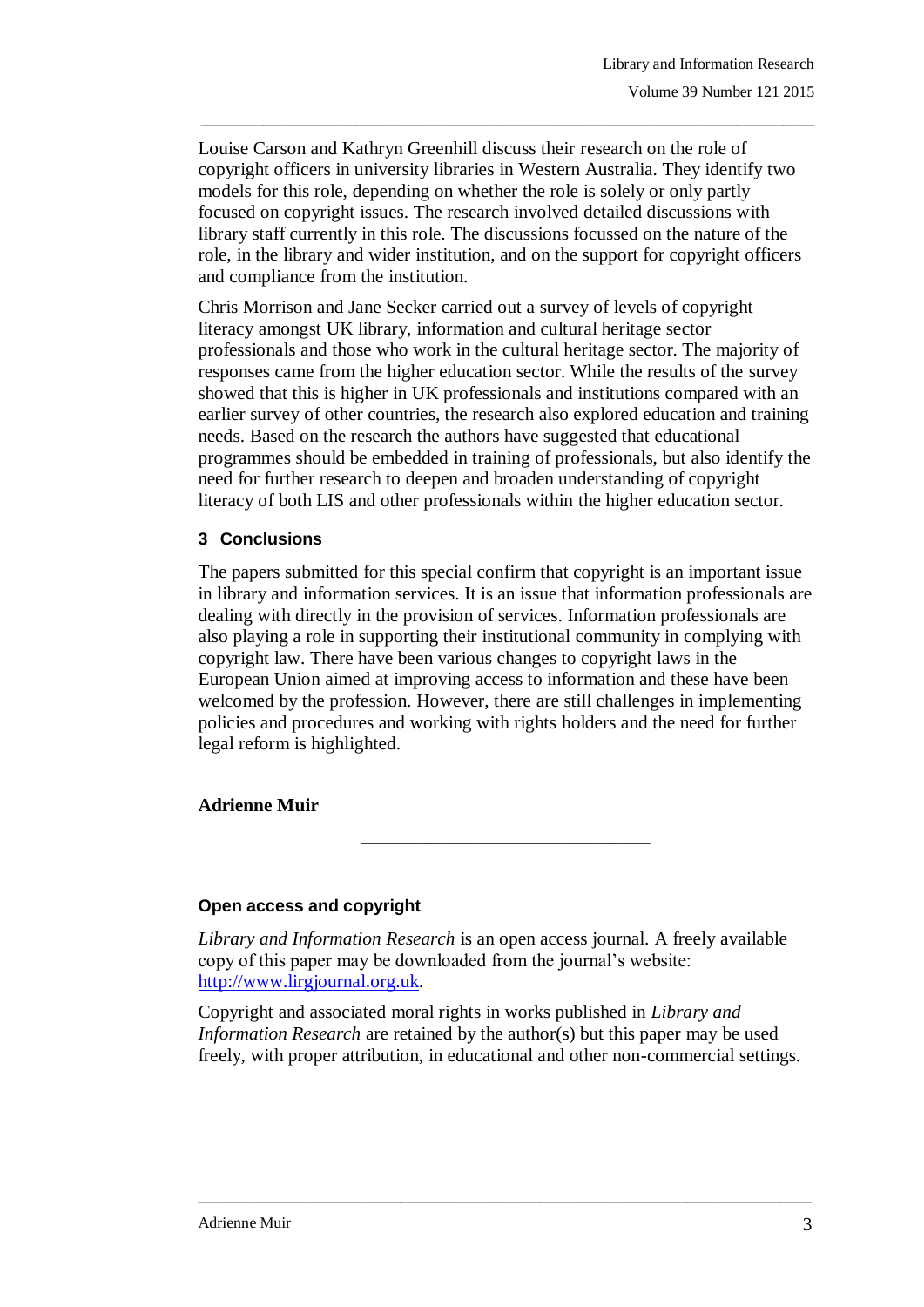Louise Carson and Kathryn Greenhill discuss their research on the role of copyright officers in university libraries in Western Australia. They identify two models for this role, depending on whether the role is solely or only partly focused on copyright issues. The research involved detailed discussions with library staff currently in this role. The discussions focussed on the nature of the role, in the library and wider institution, and on the support for copyright officers and compliance from the institution.

Chris Morrison and Jane Secker carried out a survey of levels of copyright literacy amongst UK library, information and cultural heritage sector professionals and those who work in the cultural heritage sector. The majority of responses came from the higher education sector. While the results of the survey showed that this is higher in UK professionals and institutions compared with an earlier survey of other countries, the research also explored education and training needs. Based on the research the authors have suggested that educational programmes should be embedded in training of professionals, but also identify the need for further research to deepen and broaden understanding of copyright literacy of both LIS and other professionals within the higher education sector.

## 3 Conclusions

The papers submitted for this special confirm that copyright is an important issue in library and information services. It is an issue that information professionals are dealing with directly in the provision of services. Information professionals are also playing a role in supporting their institutional community in complying with copyright law. There have been various changes to copyright laws in the European Union aimed at improving access to information and these have been welcomed by the profession. However, there are still challenges in implementing policies and procedures and working with rights holders and the need for further legal reform is highlighted.

**Adrienne Muir**

---

### Open access and copyright

*Library and Information Research* is an open access journal. A freely available copy of this paper may be downloaded from the journal's website: [http://www.lirgjournal.org.uk](http://www.lirgjournal.org.uk).

Copyright and associated moral rights in works published in *Library and Information Research* are retained by the author(s) but this paper may be used freely, with proper attribution, in educational and other non-commercial settings.